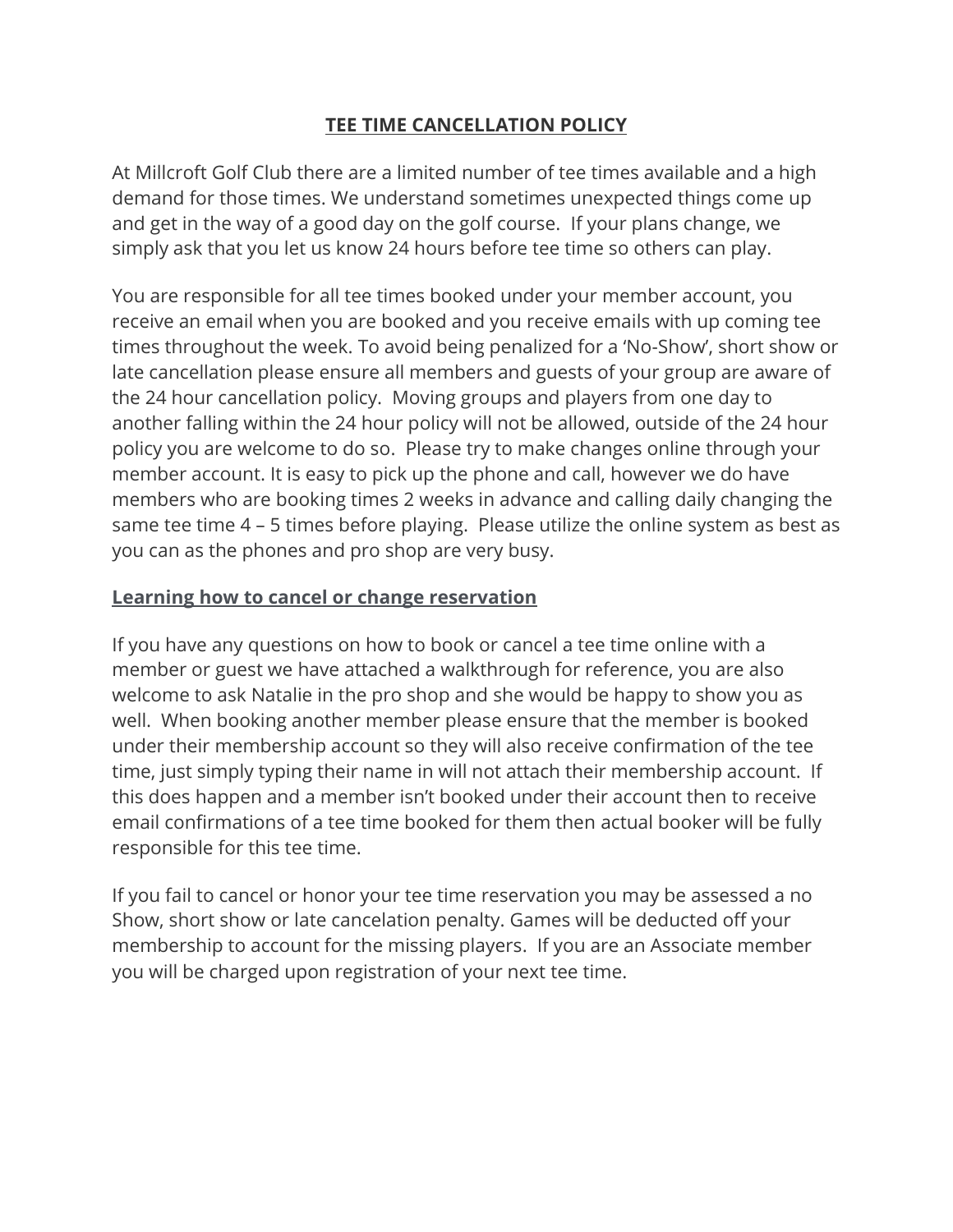# TEE TIME CANCELLATION POLICY

At Millcroft Golf Club there are a limited number of tee times available and a high demand for those times. We understand sometimes unexpected things come up and get in the way of a good day on the golf course. If your plans change, we simply ask that you let us know 24 hours before tee time so others can play.

You are responsible for all tee times booked under your member account, you receive an email when you are booked and you receive emails with up coming tee times throughout the week. To avoid being penalized for a 'No-Show', short show or late cancellation please ensure all members and guests of your group are aware of the 24 hour cancellation policy. Moving groups and players from one day to another falling within the 24 hour policy will not be allowed, outside of the 24 hour policy you are welcome to do so. Please try to make changes online through your member account. It is easy to pick up the phone and call, however we do have members who are booking times 2 weeks in advance and calling daily changing the same tee time 4 – 5 times before playing. Please utilize the online system as best as you can as the phones and pro shop are very busy.

## Learning how to cancel or change reservation

If you have any questions on how to book or cancel a tee time online with a member or guest we have attached a walkthrough for reference, you are also welcome to ask Natalie in the pro shop and she would be happy to show you as well. When booking another member please ensure that the member is booked under their membership account so they will also receive confirmation of the tee time, just simply typing their name in will not attach their membership account. If this does happen and a member isn't booked under their account then to receive email confirmations of a tee time booked for them then actual booker will be fully responsible for this tee time.

If you fail to cancel or honor your tee time reservation you may be assessed a no Show, short show or late cancelation penalty. Games will be deducted off your membership to account for the missing players. If you are an Associate member you will be charged upon registration of your next tee time.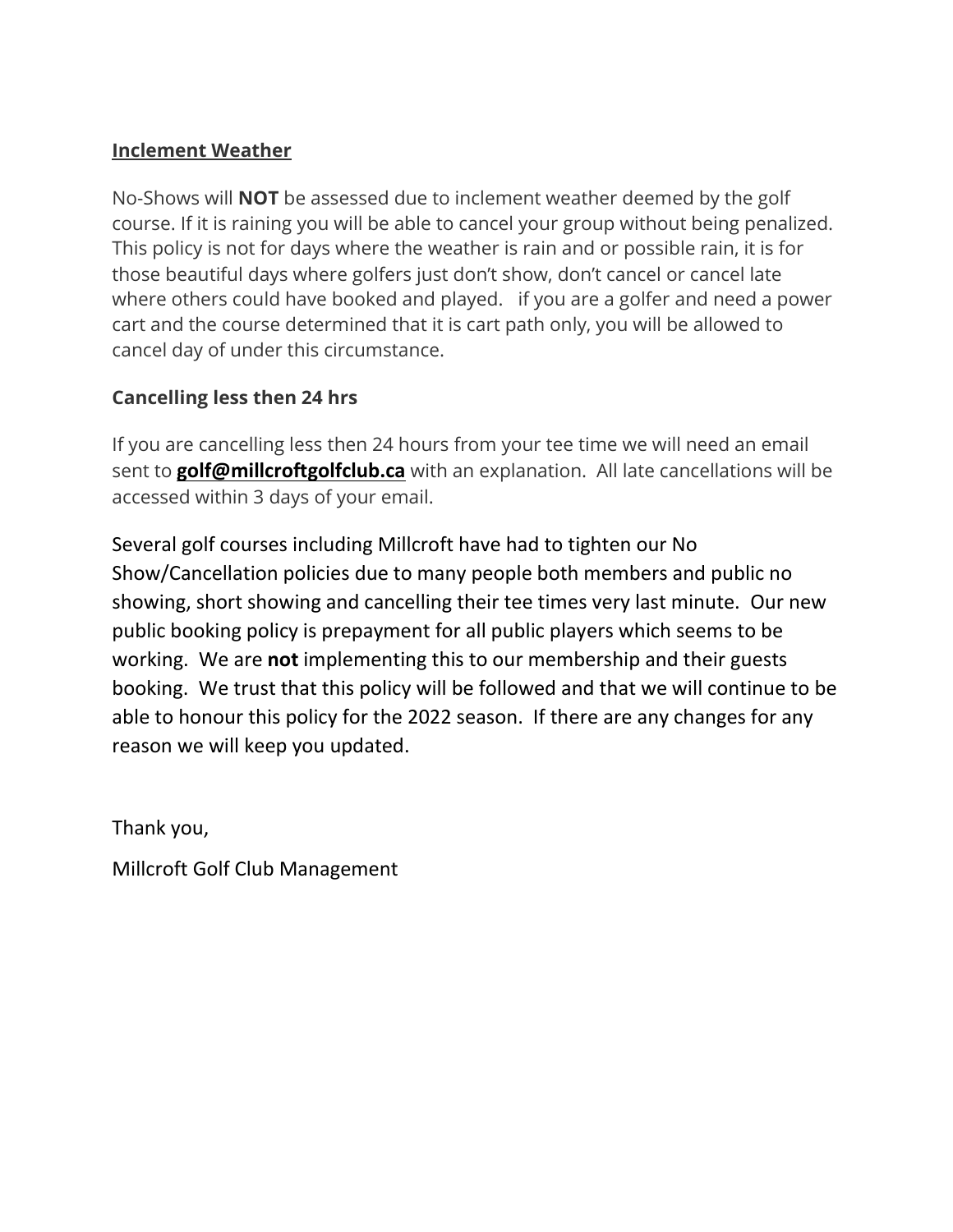## Inclement Weather

No-Shows will **NOT** be assessed due to inclement weather deemed by the golf course. If it is raining you will be able to cancel your group without being penalized. This policy is not for days where the weather is rain and or possible rain, it is for those beautiful days where golfers just don't show, don't cancel or cancel late where others could have booked and played.   if you are a golfer and need a power cart and the course determined that it is cart path only, you will be allowed to cancel day of under this circumstance.

### Cancelling less then 24 hrs

If you are cancelling less then 24 hours from your tee time we will need an email sent to **golf@millcroftgolfclub.ca** with an explanation.  All late cancellations will be accessed within 3 days of your email.

Several golf courses including Millcroft have had to tighten our No Show/Cancellation policies due to many people both members and public no showing, short showing and cancelling their tee times very last minute.  Our new public booking policy is prepayment for all public players which seems to be working.  We are **not** implementing this to our membership and their guests booking.  We trust that this policy will be followed and that we will continue to be able to honour this policy for the 2022 season.  If there are any changes for any reason we will keep you updated.

Thank you,

Millcroft Golf Club Management